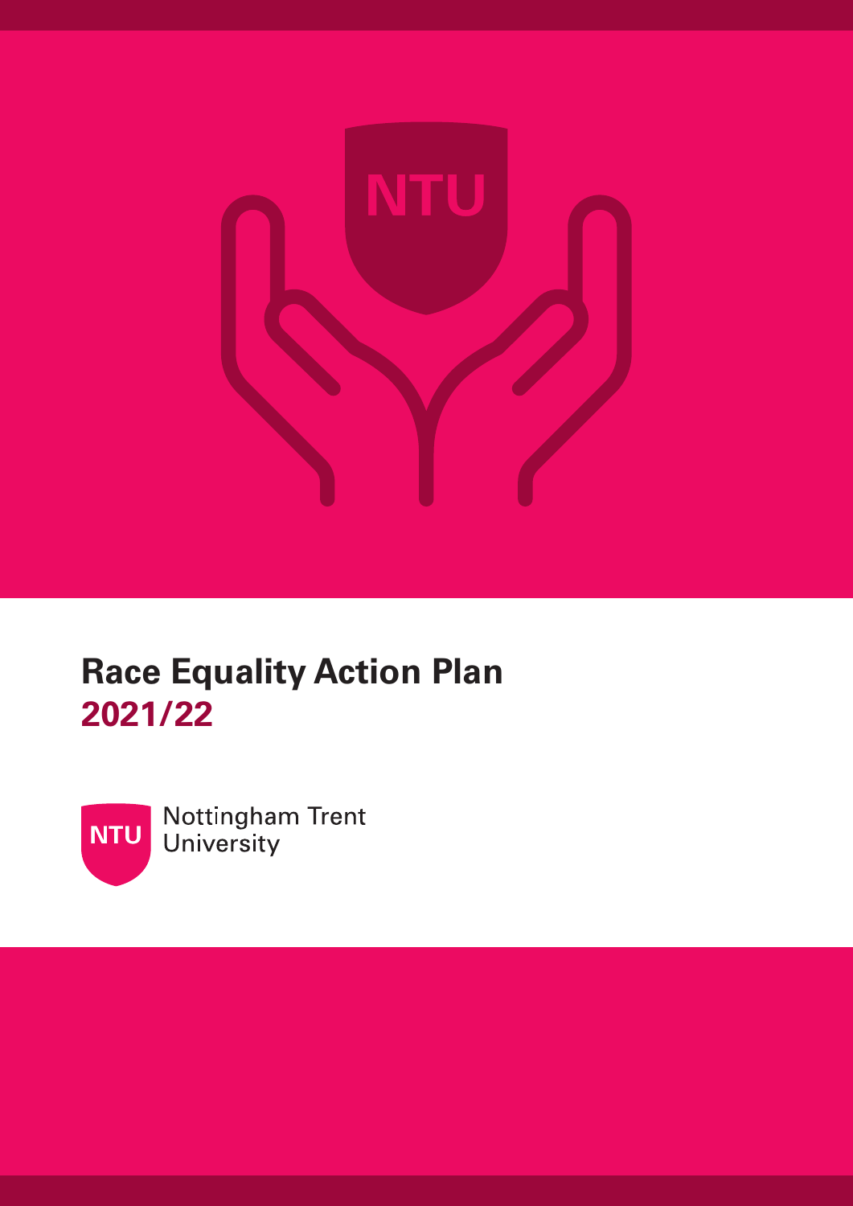# Race Equality Action Plan
## 2021/22

Nottingham Trent University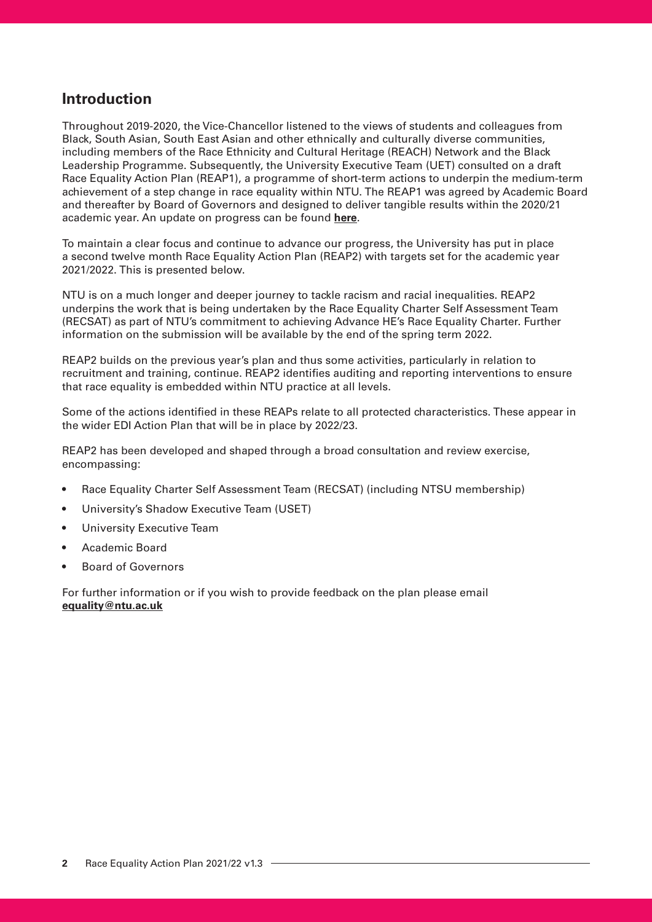## Introduction

Throughout 2019-2020, the Vice-Chancellor listened to the views of students and colleagues from Black, South Asian, South East Asian and other ethnically and culturally diverse communities, including members of the Race Ethnicity and Cultural Heritage (REACH) Network and the Black Leadership Programme. Subsequently, the University Executive Team (UET) consulted on a draft Race Equality Action Plan (REAP1), a programme of short-term actions to underpin the medium-term achievement of a step change in race equality within NTU. The REAP1 was agreed by Academic Board and thereafter by Board of Governors and designed to deliver tangible results within the 2020/21 academic year. An update on progress can be found **here**.

To maintain a clear focus and continue to advance our progress, the University has put in place a second twelve month Race Equality Action Plan (REAP2) with targets set for the academic year 2021/2022. This is presented below.

NTU is on a much longer and deeper journey to tackle racism and racial inequalities. REAP2 underpins the work that is being undertaken by the Race Equality Charter Self Assessment Team (RECSAT) as part of NTU's commitment to achieving Advance HE's Race Equality Charter. Further information on the submission will be available by the end of the spring term 2022.

REAP2 builds on the previous year's plan and thus some activities, particularly in relation to recruitment and training, continue. REAP2 identifies auditing and reporting interventions to ensure that race equality is embedded within NTU practice at all levels.

Some of the actions identified in these REAPs relate to all protected characteristics. These appear in the wider EDI Action Plan that will be in place by 2022/23.

REAP2 has been developed and shaped through a broad consultation and review exercise, encompassing:

- Race Equality Charter Self Assessment Team (RECSAT) (including NTSU membership)
- University's Shadow Executive Team (USET)
- University Executive Team
- Academic Board
- Board of Governors

For further information or if you wish to provide feedback on the plan please email **equality@ntu.ac.uk**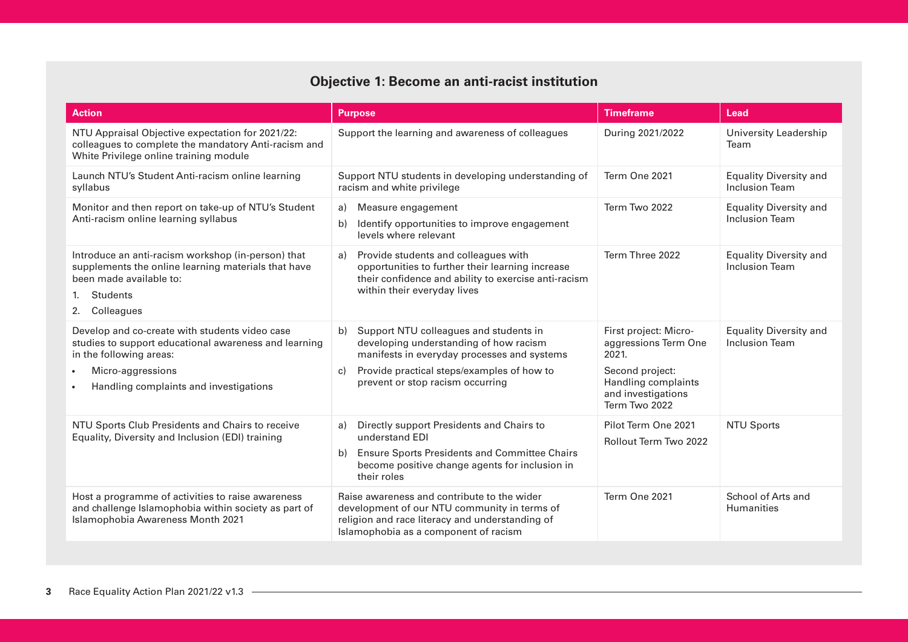## Objective 1: Become an anti-racist institution

| Action | Purpose | Timeframe | Lead |
|---|---|---|---|
| NTU Appraisal Objective expectation for 2021/22: colleagues to complete the mandatory Anti-racism and White Privilege online training module | Support the learning and awareness of colleagues | During 2021/2022 | University Leadership Team |
| Launch NTU's Student Anti-racism online learning syllabus | Support NTU students in developing understanding of racism and white privilege | Term One 2021 | Equality Diversity and Inclusion Team |
| Monitor and then report on take-up of NTU's Student Anti-racism online learning syllabus | a) Measure engagement<br>b) Identify opportunities to improve engagement levels where relevant | Term Two 2022 | Equality Diversity and Inclusion Team |
| Introduce an anti-racism workshop (in-person) that supplements the online learning materials that have been made available to:<br>1. Students<br>2. Colleagues | a) Provide students and colleagues with opportunities to further their learning increase their confidence and ability to exercise anti-racism within their everyday lives | Term Three 2022 | Equality Diversity and Inclusion Team |
| Develop and co-create with students video case studies to support educational awareness and learning in the following areas:<br>• Micro-aggressions<br>• Handling complaints and investigations | b) Support NTU colleagues and students in developing understanding of how racism manifests in everyday processes and systems<br>c) Provide practical steps/examples of how to prevent or stop racism occurring | First project: Micro-aggressions Term One 2021.<br>Second project: Handling complaints and investigations Term Two 2022 | Equality Diversity and Inclusion Team |
| NTU Sports Club Presidents and Chairs to receive Equality, Diversity and Inclusion (EDI) training | a) Directly support Presidents and Chairs to understand EDI<br>b) Ensure Sports Presidents and Committee Chairs become positive change agents for inclusion in their roles | Pilot Term One 2021<br>Rollout Term Two 2022 | NTU Sports |
| Host a programme of activities to raise awareness and challenge Islamophobia within society as part of Islamophobia Awareness Month 2021 | Raise awareness and contribute to the wider development of our NTU community in terms of religion and race literacy and understanding of Islamophobia as a component of racism | Term One 2021 | School of Arts and Humanities |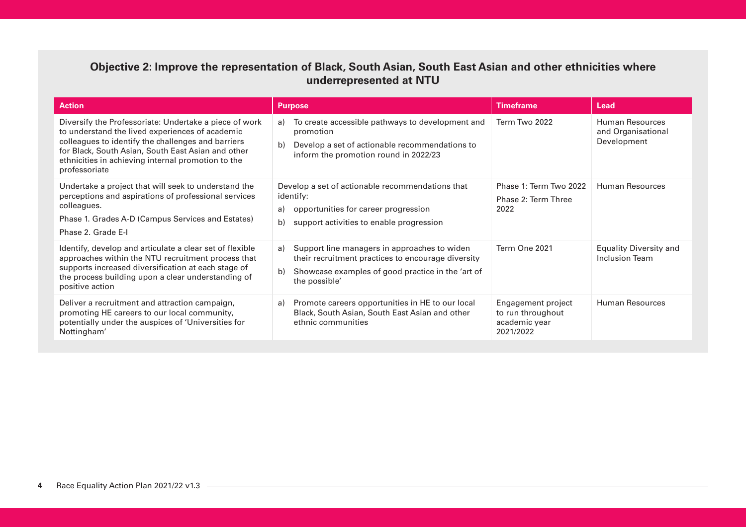## Objective 2: Improve the representation of Black, South Asian, South East Asian and other ethnicities where underrepresented at NTU

| Action | Purpose | Timeframe | Lead |
|---|---|---|---|
| Diversify the Professoriate: Undertake a piece of work to understand the lived experiences of academic colleagues to identify the challenges and barriers for Black, South Asian, South East Asian and other ethnicities in achieving internal promotion to the professoriate | a) To create accessible pathways to development and promotion<br>b) Develop a set of actionable recommendations to inform the promotion round in 2022/23 | Term Two 2022 | Human Resources and Organisational Development |
| Undertake a project that will seek to understand the perceptions and aspirations of professional services colleagues.<br>Phase 1. Grades A-D (Campus Services and Estates)<br>Phase 2. Grade E-I | Develop a set of actionable recommendations that identify:<br>a) opportunities for career progression<br>b) support activities to enable progression | Phase 1: Term Two 2022<br>Phase 2: Term Three 2022 | Human Resources |
| Identify, develop and articulate a clear set of flexible approaches within the NTU recruitment process that supports increased diversification at each stage of the process building upon a clear understanding of positive action | a) Support line managers in approaches to widen their recruitment practices to encourage diversity<br>b) Showcase examples of good practice in the 'art of the possible' | Term One 2021 | Equality Diversity and Inclusion Team |
| Deliver a recruitment and attraction campaign, promoting HE careers to our local community, potentially under the auspices of 'Universities for Nottingham' | a) Promote careers opportunities in HE to our local Black, South Asian, South East Asian and other ethnic communities | Engagement project to run throughout academic year 2021/2022 | Human Resources |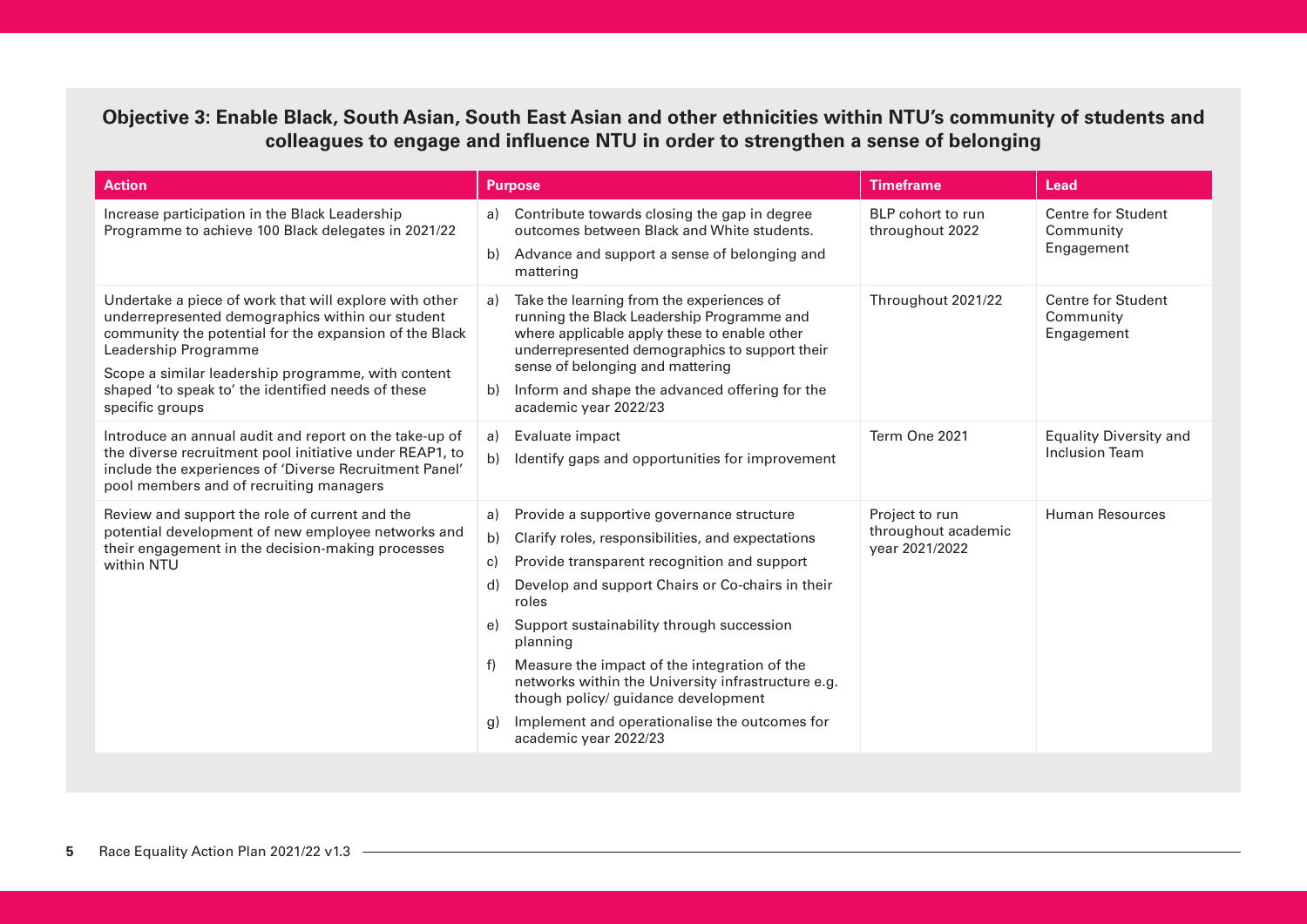### Objective 3: Enable Black, South Asian, South East Asian and other ethnicities within NTU's community of students and colleagues to engage and influence NTU in order to strengthen a sense of belonging

| Action | Purpose | Timeframe | Lead |
|---|---|---|---|
| Increase participation in the Black Leadership Programme to achieve 100 Black delegates in 2021/22 | a) Contribute towards closing the gap in degree outcomes between Black and White students.<br>b) Advance and support a sense of belonging and mattering | BLP cohort to run throughout 2022 | Centre for Student Community Engagement |
| Undertake a piece of work that will explore with other underrepresented demographics within our student community the potential for the expansion of the Black Leadership Programme<br>Scope a similar leadership programme, with content shaped 'to speak to' the identified needs of these specific groups | a) Take the learning from the experiences of running the Black Leadership Programme and where applicable apply these to enable other underrepresented demographics to support their sense of belonging and mattering<br>b) Inform and shape the advanced offering for the academic year 2022/23 | Throughout 2021/22 | Centre for Student Community Engagement |
| Introduce an annual audit and report on the take-up of the diverse recruitment pool initiative under REAP1, to include the experiences of 'Diverse Recruitment Panel' pool members and of recruiting managers | a) Evaluate impact<br>b) Identify gaps and opportunities for improvement | Term One 2021 | Equality Diversity and Inclusion Team |
| Review and support the role of current and the potential development of new employee networks and their engagement in the decision-making processes within NTU | a) Provide a supportive governance structure<br>b) Clarify roles, responsibilities, and expectations<br>c) Provide transparent recognition and support<br>d) Develop and support Chairs or Co-chairs in their roles<br>e) Support sustainability through succession planning<br>f) Measure the impact of the integration of the networks within the University infrastructure e.g. though policy/ guidance development<br>g) Implement and operationalise the outcomes for academic year 2022/23 | Project to run throughout academic year 2021/2022 | Human Resources |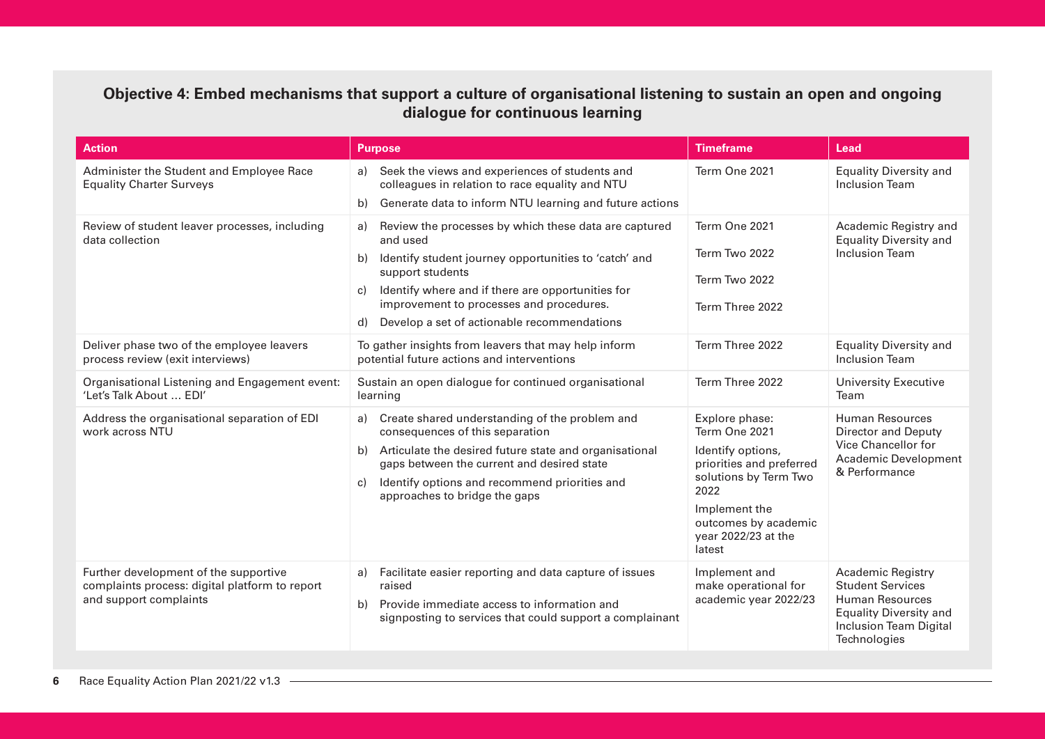## Objective 4: Embed mechanisms that support a culture of organisational listening to sustain an open and ongoing dialogue for continuous learning

| Action | Purpose | Timeframe | Lead |
|---|---|---|---|
| Administer the Student and Employee Race Equality Charter Surveys | a) Seek the views and experiences of students and colleagues in relation to race equality and NTU<br>b) Generate data to inform NTU learning and future actions | Term One 2021 | Equality Diversity and Inclusion Team |
| Review of student leaver processes, including data collection | a) Review the processes by which these data are captured and used<br>b) Identify student journey opportunities to 'catch' and support students<br>c) Identify where and if there are opportunities for improvement to processes and procedures.<br>d) Develop a set of actionable recommendations | Term One 2021<br>Term Two 2022<br>Term Two 2022<br>Term Three 2022 | Academic Registry and Equality Diversity and Inclusion Team |
| Deliver phase two of the employee leavers process review (exit interviews) | To gather insights from leavers that may help inform potential future actions and interventions | Term Three 2022 | Equality Diversity and Inclusion Team |
| Organisational Listening and Engagement event: 'Let's Talk About … EDI' | Sustain an open dialogue for continued organisational learning | Term Three 2022 | University Executive Team |
| Address the organisational separation of EDI work across NTU | a) Create shared understanding of the problem and consequences of this separation<br>b) Articulate the desired future state and organisational gaps between the current and desired state<br>c) Identify options and recommend priorities and approaches to bridge the gaps | Explore phase: Term One 2021<br>Identify options, priorities and preferred solutions by Term Two 2022<br>Implement the outcomes by academic year 2022/23 at the latest | Human Resources Director and Deputy Vice Chancellor for Academic Development & Performance |
| Further development of the supportive complaints process: digital platform to report and support complaints | a) Facilitate easier reporting and data capture of issues raised<br>b) Provide immediate access to information and signposting to services that could support a complainant | Implement and make operational for academic year 2022/23 | Academic Registry Student Services Human Resources Equality Diversity and Inclusion Team Digital Technologies |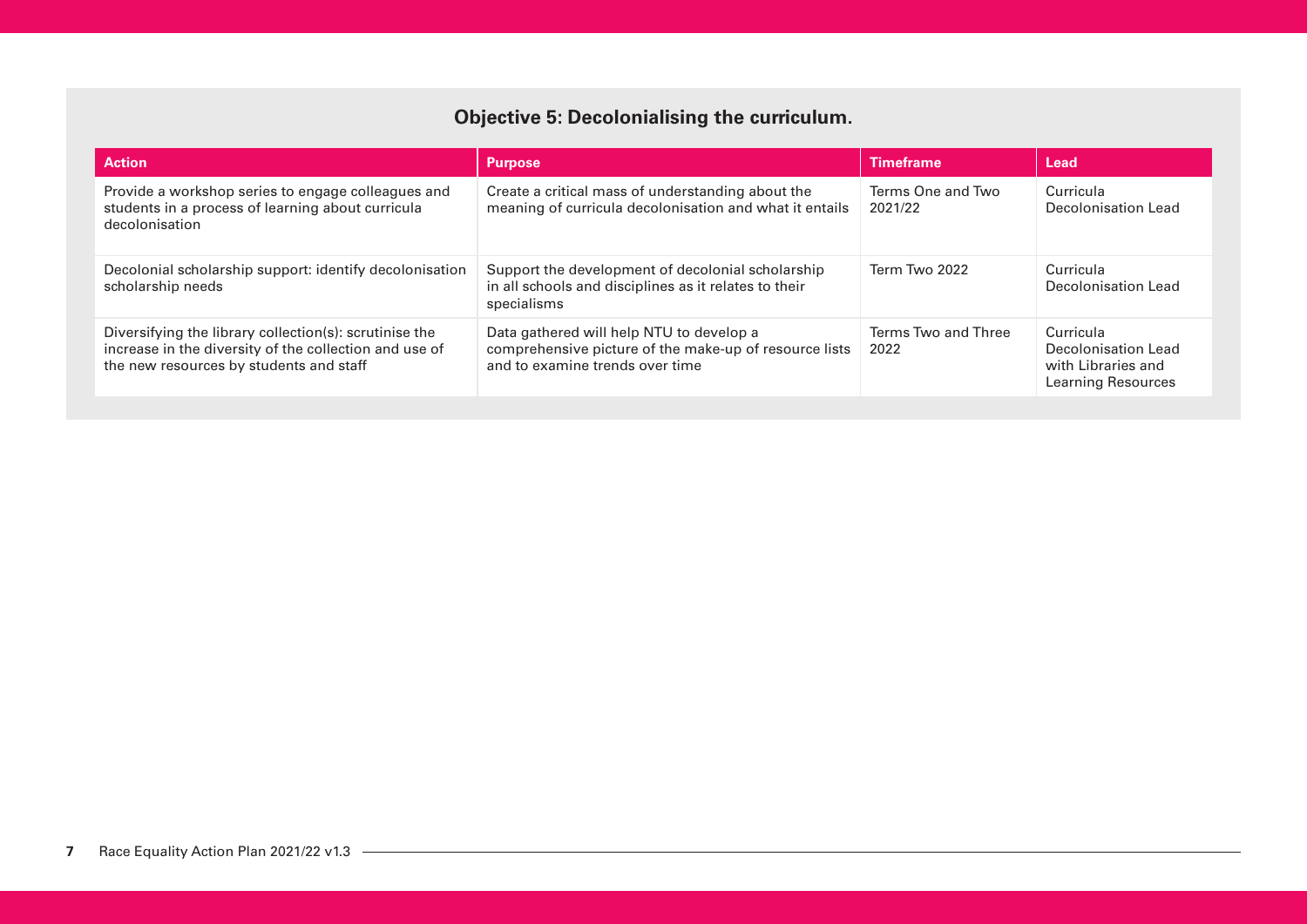## Objective 5: Decolonialising the curriculum.

| Action | Purpose | Timeframe | Lead |
|---|---|---|---|
| Provide a workshop series to engage colleagues and students in a process of learning about curricula decolonisation | Create a critical mass of understanding about the meaning of curricula decolonisation and what it entails | Terms One and Two 2021/22 | Curricula Decolonisation Lead |
| Decolonial scholarship support: identify decolonisation scholarship needs | Support the development of decolonial scholarship in all schools and disciplines as it relates to their specialisms | Term Two 2022 | Curricula Decolonisation Lead |
| Diversifying the library collection(s): scrutinise the increase in the diversity of the collection and use of the new resources by students and staff | Data gathered will help NTU to develop a comprehensive picture of the make-up of resource lists and to examine trends over time | Terms Two and Three 2022 | Curricula Decolonisation Lead with Libraries and Learning Resources |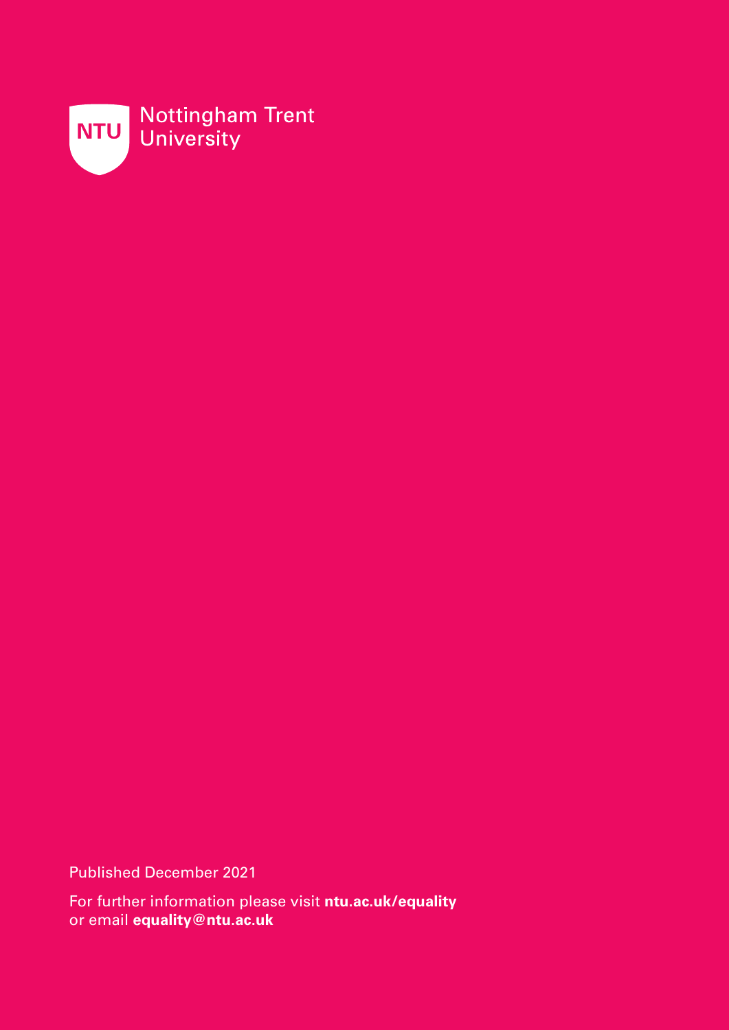NTU Nottingham Trent University

Published December 2021

For further information please visit **ntu.ac.uk/equality** or email **equality@ntu.ac.uk**